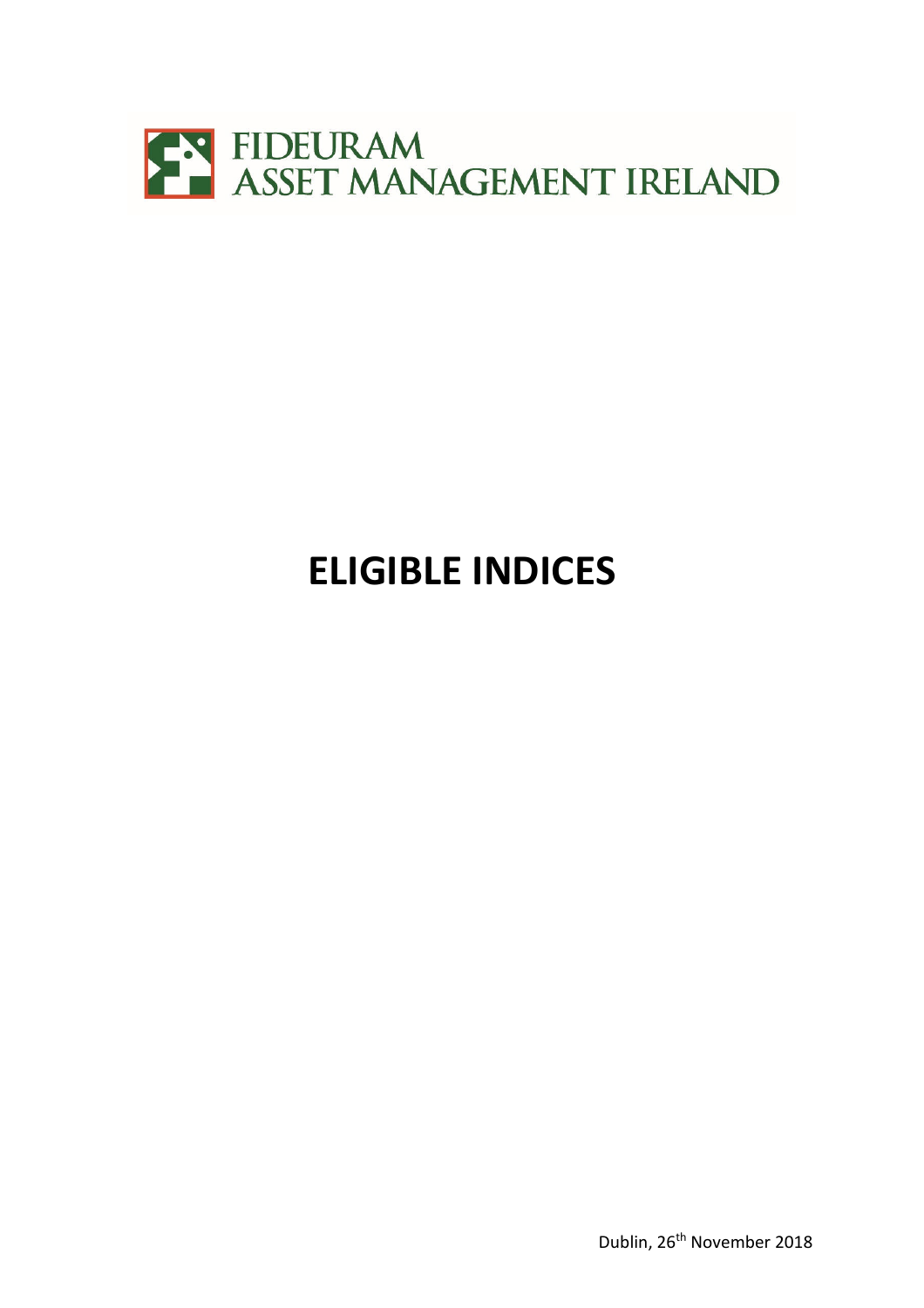FIDEURAM
ASSET MANAGEMENT IRELAND

# ELIGIBLE INDICES

Dublin, 26th November 2018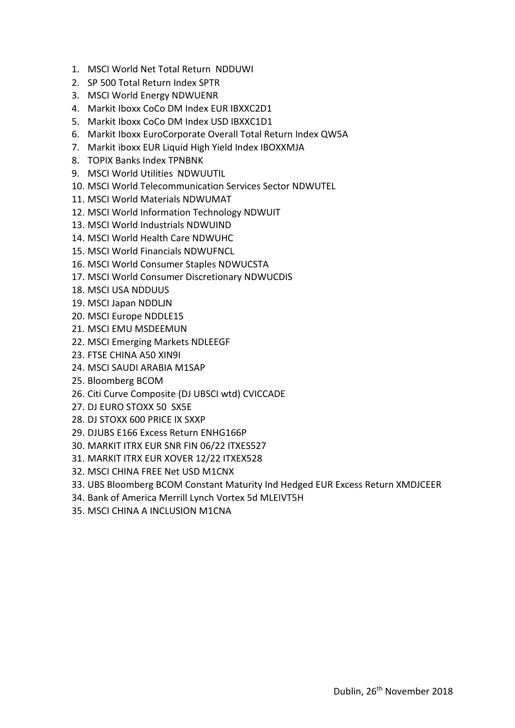1. MSCI World Net Total Return NDDUWI
2. SP 500 Total Return Index SPTR
3. MSCI World Energy NDWUENR
4. Markit Iboxx CoCo DM Index EUR IBXXC2D1
5. Markit Iboxx CoCo DM Index USD IBXXC1D1
6. Markit Iboxx EuroCorporate Overall Total Return Index QW5A
7. Markit iboxx EUR Liquid High Yield Index IBOXXMJA
8. TOPIX Banks Index TPNBNK
9. MSCI World Utilities NDWUUTIL
10. MSCI World Telecommunication Services Sector NDWUTEL
11. MSCI World Materials NDWUMAT
12. MSCI World Information Technology NDWUIT
13. MSCI World Industrials NDWUIND
14. MSCI World Health Care NDWUHC
15. MSCI World Financials NDWUFNCL
16. MSCI World Consumer Staples NDWUCSTA
17. MSCI World Consumer Discretionary NDWUCDIS
18. MSCI USA NDDUUS
19. MSCI Japan NDDLJN
20. MSCI Europe NDDLE15
21. MSCI EMU MSDEEMUN
22. MSCI Emerging Markets NDLEEGF
23. FTSE CHINA A50 XIN9I
24. MSCI SAUDI ARABIA M1SAP
25. Bloomberg BCOM
26. Citi Curve Composite (DJ UBSCI wtd) CVICCADE
27. DJ EURO STOXX 50 SX5E
28. DJ STOXX 600 PRICE IX SXXP
29. DJUBS E166 Excess Return ENHG166P
30. MARKIT ITRX EUR SNR FIN 06/22 ITXES527
31. MARKIT ITRX EUR XOVER 12/22 ITXEX528
32. MSCI CHINA FREE Net USD M1CNX
33. UBS Bloomberg BCOM Constant Maturity Ind Hedged EUR Excess Return XMDJCEER
34. Bank of America Merrill Lynch Vortex 5d MLEIVT5H
35. MSCI CHINA A INCLUSION M1CNA

Dublin, 26th November 2018